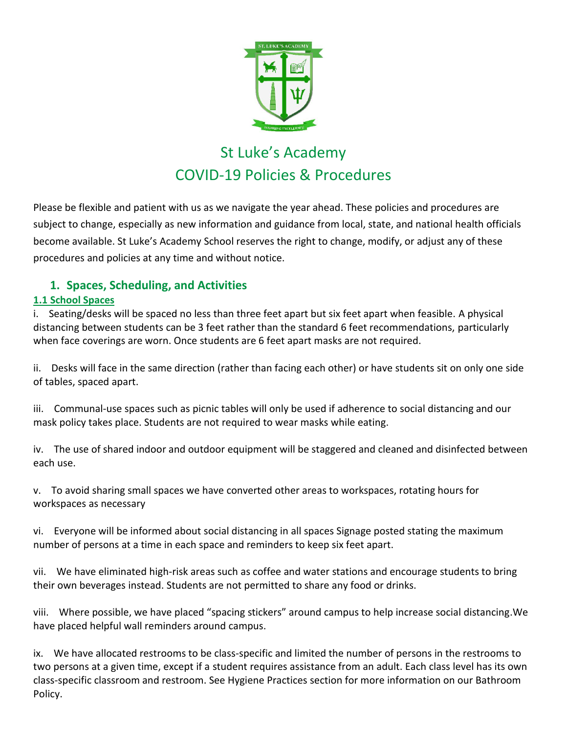# St Luke's Academy
# COVID-19 Policies & Procedures

Please be flexible and patient with us as we navigate the year ahead. These policies and procedures are subject to change, especially as new information and guidance from local, state, and national health officials become available. St Luke's Academy School reserves the right to change, modify, or adjust any of these procedures and policies at any time and without notice.

## 1. Spaces, Scheduling, and Activities

### 1.1 School Spaces

i. Seating/desks will be spaced no less than three feet apart but six feet apart when feasible. A physical distancing between students can be 3 feet rather than the standard 6 feet recommendations, particularly when face coverings are worn. Once students are 6 feet apart masks are not required.

ii. Desks will face in the same direction (rather than facing each other) or have students sit on only one side of tables, spaced apart.

iii. Communal-use spaces such as picnic tables will only be used if adherence to social distancing and our mask policy takes place. Students are not required to wear masks while eating.

iv. The use of shared indoor and outdoor equipment will be staggered and cleaned and disinfected between each use.

v. To avoid sharing small spaces we have converted other areas to workspaces, rotating hours for workspaces as necessary

vi. Everyone will be informed about social distancing in all spaces Signage posted stating the maximum number of persons at a time in each space and reminders to keep six feet apart.

vii. We have eliminated high-risk areas such as coffee and water stations and encourage students to bring their own beverages instead. Students are not permitted to share any food or drinks.

viii. Where possible, we have placed "spacing stickers" around campus to help increase social distancing.We have placed helpful wall reminders around campus.

ix. We have allocated restrooms to be class-specific and limited the number of persons in the restrooms to two persons at a given time, except if a student requires assistance from an adult. Each class level has its own class-specific classroom and restroom. See Hygiene Practices section for more information on our Bathroom Policy.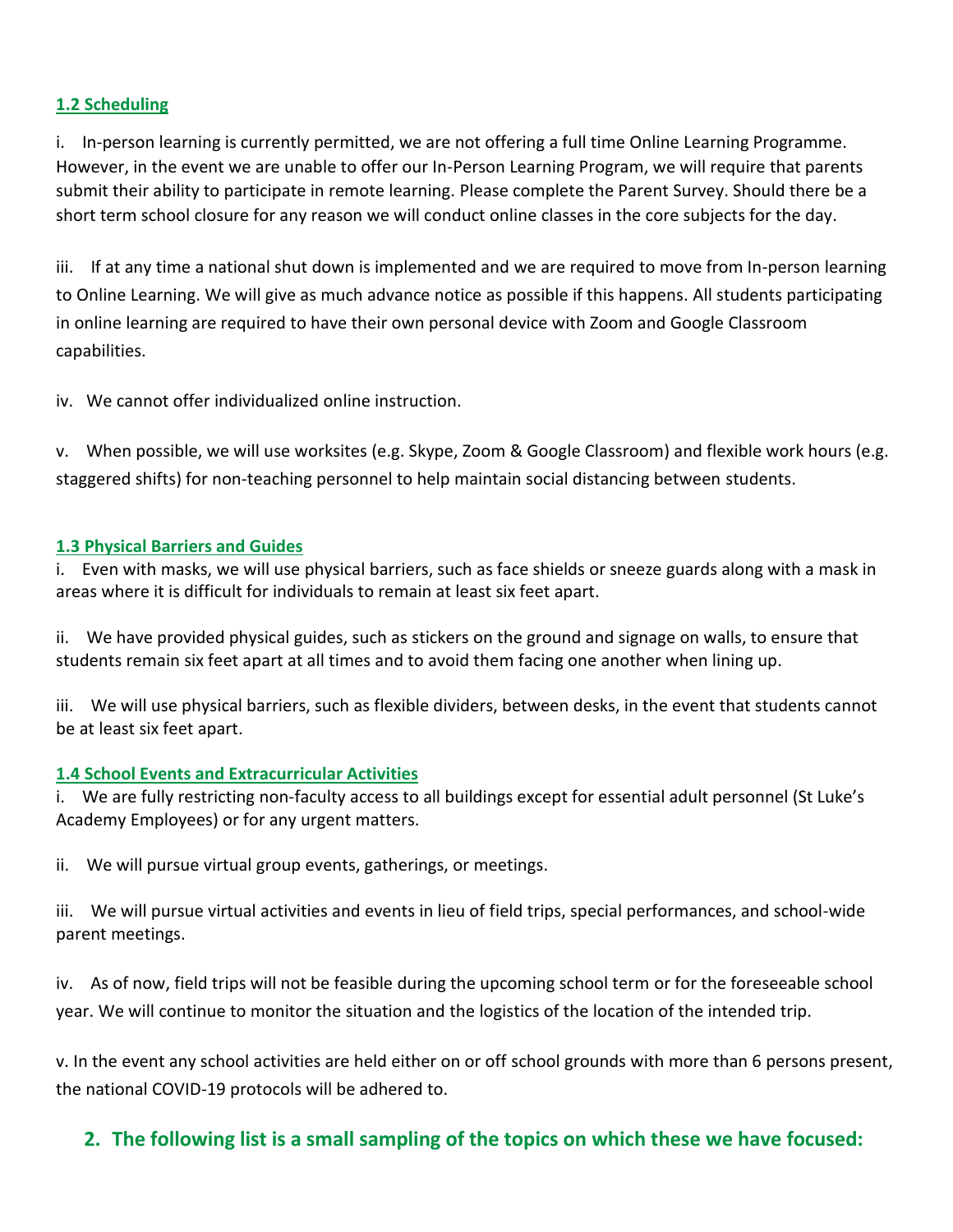### 1.2 Scheduling

i. In-person learning is currently permitted, we are not offering a full time Online Learning Programme. However, in the event we are unable to offer our In-Person Learning Program, we will require that parents submit their ability to participate in remote learning. Please complete the Parent Survey. Should there be a short term school closure for any reason we will conduct online classes in the core subjects for the day.

iii. If at any time a national shut down is implemented and we are required to move from In-person learning to Online Learning. We will give as much advance notice as possible if this happens. All students participating in online learning are required to have their own personal device with Zoom and Google Classroom capabilities.

iv. We cannot offer individualized online instruction.

v. When possible, we will use worksites (e.g. Skype, Zoom & Google Classroom) and flexible work hours (e.g. staggered shifts) for non-teaching personnel to help maintain social distancing between students.

### 1.3 Physical Barriers and Guides

i. Even with masks, we will use physical barriers, such as face shields or sneeze guards along with a mask in areas where it is difficult for individuals to remain at least six feet apart.

ii. We have provided physical guides, such as stickers on the ground and signage on walls, to ensure that students remain six feet apart at all times and to avoid them facing one another when lining up.

iii. We will use physical barriers, such as flexible dividers, between desks, in the event that students cannot be at least six feet apart.

### 1.4 School Events and Extracurricular Activities

i. We are fully restricting non-faculty access to all buildings except for essential adult personnel (St Luke's Academy Employees) or for any urgent matters.

ii. We will pursue virtual group events, gatherings, or meetings.

iii. We will pursue virtual activities and events in lieu of field trips, special performances, and school-wide parent meetings.

iv. As of now, field trips will not be feasible during the upcoming school term or for the foreseeable school year. We will continue to monitor the situation and the logistics of the location of the intended trip.

v. In the event any school activities are held either on or off school grounds with more than 6 persons present, the national COVID-19 protocols will be adhered to.

## 2. The following list is a small sampling of the topics on which these we have focused: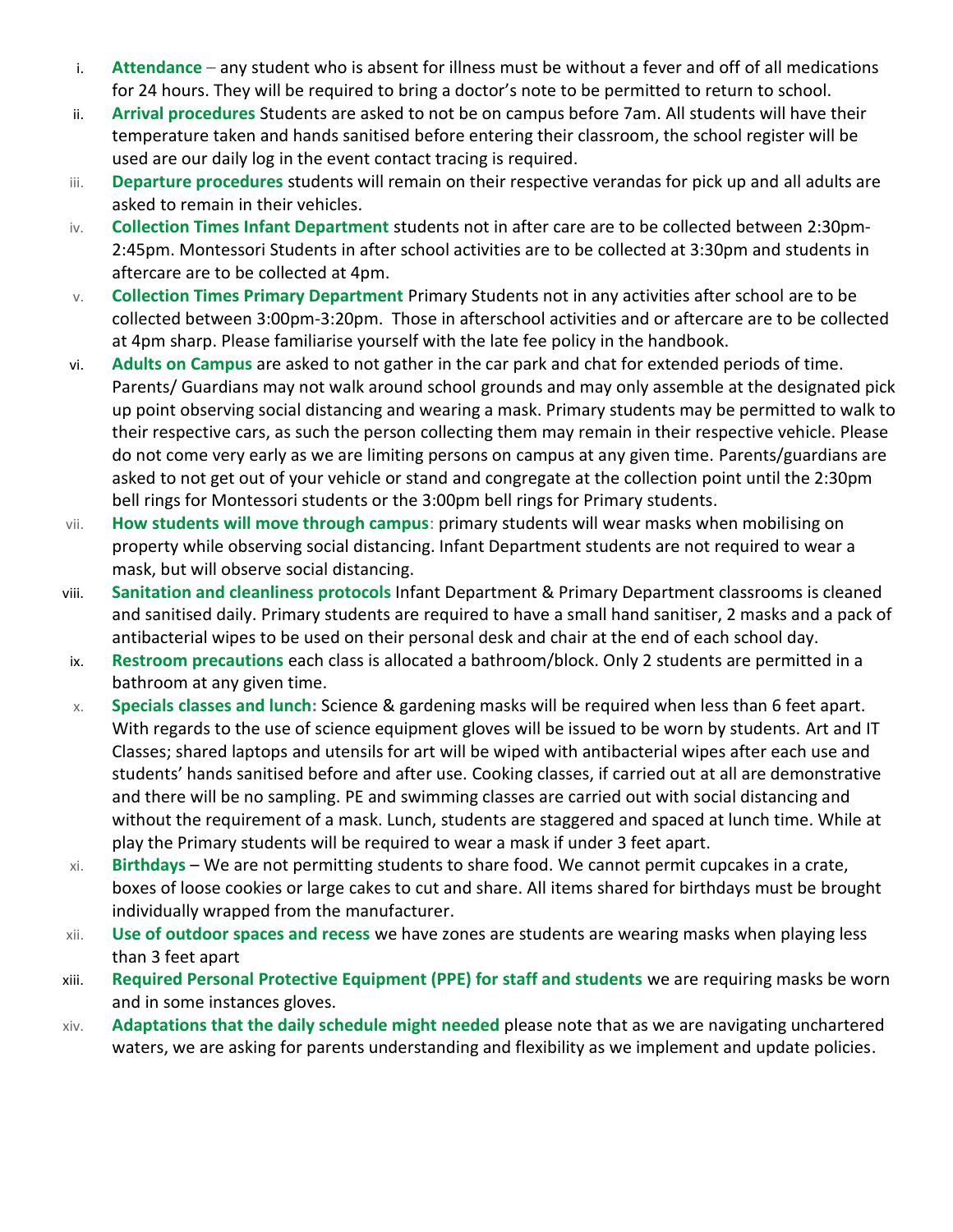i. **Attendance** – any student who is absent for illness must be without a fever and off of all medications for 24 hours. They will be required to bring a doctor's note to be permitted to return to school.

ii. **Arrival procedures** Students are asked to not be on campus before 7am. All students will have their temperature taken and hands sanitised before entering their classroom, the school register will be used are our daily log in the event contact tracing is required.

iii. **Departure procedures** students will remain on their respective verandas for pick up and all adults are asked to remain in their vehicles.

iv. **Collection Times Infant Department** students not in after care are to be collected between 2:30pm-2:45pm. Montessori Students in after school activities are to be collected at 3:30pm and students in aftercare are to be collected at 4pm.

v. **Collection Times Primary Department** Primary Students not in any activities after school are to be collected between 3:00pm-3:20pm. Those in afterschool activities and or aftercare are to be collected at 4pm sharp. Please familiarise yourself with the late fee policy in the handbook.

vi. **Adults on Campus** are asked to not gather in the car park and chat for extended periods of time. Parents/ Guardians may not walk around school grounds and may only assemble at the designated pick up point observing social distancing and wearing a mask. Primary students may be permitted to walk to their respective cars, as such the person collecting them may remain in their respective vehicle. Please do not come very early as we are limiting persons on campus at any given time. Parents/guardians are asked to not get out of your vehicle or stand and congregate at the collection point until the 2:30pm bell rings for Montessori students or the 3:00pm bell rings for Primary students.

vii. **How students will move through campus**: primary students will wear masks when mobilising on property while observing social distancing. Infant Department students are not required to wear a mask, but will observe social distancing.

viii. **Sanitation and cleanliness protocols** Infant Department & Primary Department classrooms is cleaned and sanitised daily. Primary students are required to have a small hand sanitiser, 2 masks and a pack of antibacterial wipes to be used on their personal desk and chair at the end of each school day.

ix. **Restroom precautions** each class is allocated a bathroom/block. Only 2 students are permitted in a bathroom at any given time.

x. **Specials classes and lunch:** Science & gardening masks will be required when less than 6 feet apart. With regards to the use of science equipment gloves will be issued to be worn by students. Art and IT Classes; shared laptops and utensils for art will be wiped with antibacterial wipes after each use and students' hands sanitised before and after use. Cooking classes, if carried out at all are demonstrative and there will be no sampling. PE and swimming classes are carried out with social distancing and without the requirement of a mask. Lunch, students are staggered and spaced at lunch time. While at play the Primary students will be required to wear a mask if under 3 feet apart.

xi. **Birthdays** – We are not permitting students to share food. We cannot permit cupcakes in a crate, boxes of loose cookies or large cakes to cut and share. All items shared for birthdays must be brought individually wrapped from the manufacturer.

xii. **Use of outdoor spaces and recess** we have zones are students are wearing masks when playing less than 3 feet apart

xiii. **Required Personal Protective Equipment (PPE) for staff and students** we are requiring masks be worn and in some instances gloves.

xiv. **Adaptations that the daily schedule might needed** please note that as we are navigating unchartered waters, we are asking for parents understanding and flexibility as we implement and update policies.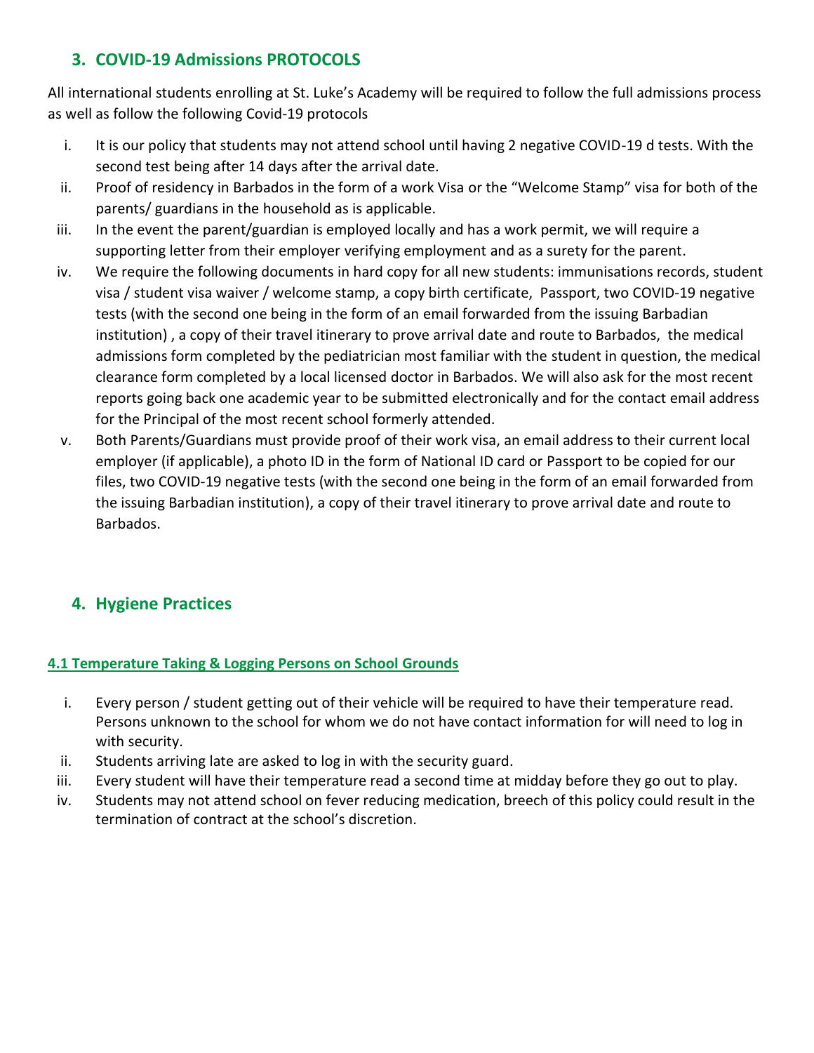## 3. COVID-19 Admissions PROTOCOLS

All international students enrolling at St. Luke's Academy will be required to follow the full admissions process as well as follow the following Covid-19 protocols

i. It is our policy that students may not attend school until having 2 negative COVID-19 d tests. With the second test being after 14 days after the arrival date.
ii. Proof of residency in Barbados in the form of a work Visa or the "Welcome Stamp" visa for both of the parents/ guardians in the household as is applicable.
iii. In the event the parent/guardian is employed locally and has a work permit, we will require a supporting letter from their employer verifying employment and as a surety for the parent.
iv. We require the following documents in hard copy for all new students: immunisations records, student visa / student visa waiver / welcome stamp, a copy birth certificate, Passport, two COVID-19 negative tests (with the second one being in the form of an email forwarded from the issuing Barbadian institution) , a copy of their travel itinerary to prove arrival date and route to Barbados, the medical admissions form completed by the pediatrician most familiar with the student in question, the medical clearance form completed by a local licensed doctor in Barbados. We will also ask for the most recent reports going back one academic year to be submitted electronically and for the contact email address for the Principal of the most recent school formerly attended.
v. Both Parents/Guardians must provide proof of their work visa, an email address to their current local employer (if applicable), a photo ID in the form of National ID card or Passport to be copied for our files, two COVID-19 negative tests (with the second one being in the form of an email forwarded from the issuing Barbadian institution), a copy of their travel itinerary to prove arrival date and route to Barbados.

## 4. Hygiene Practices

### 4.1 Temperature Taking & Logging Persons on School Grounds

i. Every person / student getting out of their vehicle will be required to have their temperature read. Persons unknown to the school for whom we do not have contact information for will need to log in with security.
ii. Students arriving late are asked to log in with the security guard.
iii. Every student will have their temperature read a second time at midday before they go out to play.
iv. Students may not attend school on fever reducing medication, breech of this policy could result in the termination of contract at the school's discretion.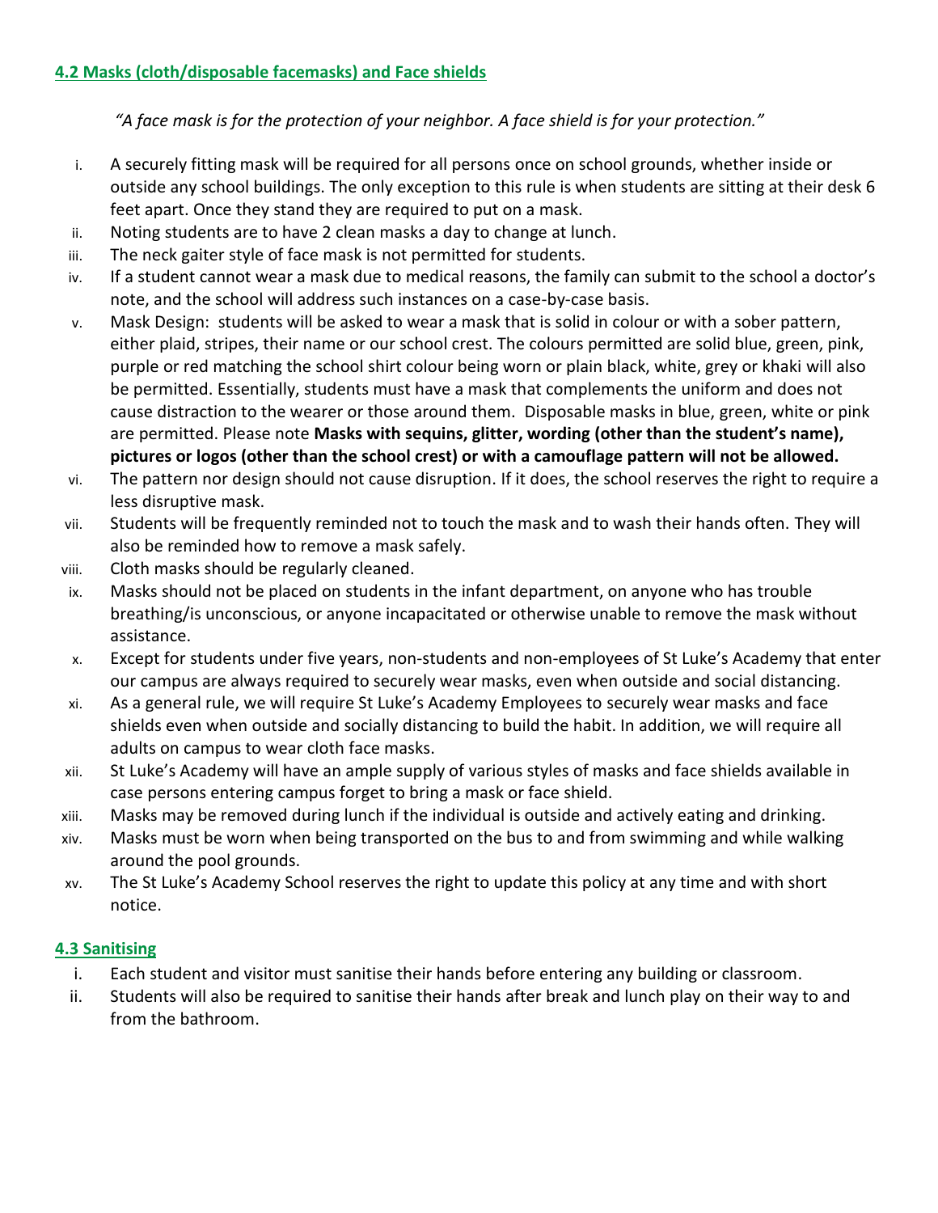## 4.2 Masks (cloth/disposable facemasks) and Face shields

*"A face mask is for the protection of your neighbor. A face shield is for your protection."*

i. A securely fitting mask will be required for all persons once on school grounds, whether inside or outside any school buildings. The only exception to this rule is when students are sitting at their desk 6 feet apart. Once they stand they are required to put on a mask.

ii. Noting students are to have 2 clean masks a day to change at lunch.

iii. The neck gaiter style of face mask is not permitted for students.

iv. If a student cannot wear a mask due to medical reasons, the family can submit to the school a doctor's note, and the school will address such instances on a case-by-case basis.

v. Mask Design: students will be asked to wear a mask that is solid in colour or with a sober pattern, either plaid, stripes, their name or our school crest. The colours permitted are solid blue, green, pink, purple or red matching the school shirt colour being worn or plain black, white, grey or khaki will also be permitted. Essentially, students must have a mask that complements the uniform and does not cause distraction to the wearer or those around them. Disposable masks in blue, green, white or pink are permitted. Please note **Masks with sequins, glitter, wording (other than the student's name), pictures or logos (other than the school crest) or with a camouflage pattern will not be allowed.**

vi. The pattern nor design should not cause disruption. If it does, the school reserves the right to require a less disruptive mask.

vii. Students will be frequently reminded not to touch the mask and to wash their hands often. They will also be reminded how to remove a mask safely.

viii. Cloth masks should be regularly cleaned.

ix. Masks should not be placed on students in the infant department, on anyone who has trouble breathing/is unconscious, or anyone incapacitated or otherwise unable to remove the mask without assistance.

x. Except for students under five years, non-students and non-employees of St Luke's Academy that enter our campus are always required to securely wear masks, even when outside and social distancing.

xi. As a general rule, we will require St Luke's Academy Employees to securely wear masks and face shields even when outside and socially distancing to build the habit. In addition, we will require all adults on campus to wear cloth face masks.

xii. St Luke's Academy will have an ample supply of various styles of masks and face shields available in case persons entering campus forget to bring a mask or face shield.

xiii. Masks may be removed during lunch if the individual is outside and actively eating and drinking.

xiv. Masks must be worn when being transported on the bus to and from swimming and while walking around the pool grounds.

xv. The St Luke's Academy School reserves the right to update this policy at any time and with short notice.

## 4.3 Sanitising

i. Each student and visitor must sanitise their hands before entering any building or classroom.

ii. Students will also be required to sanitise their hands after break and lunch play on their way to and from the bathroom.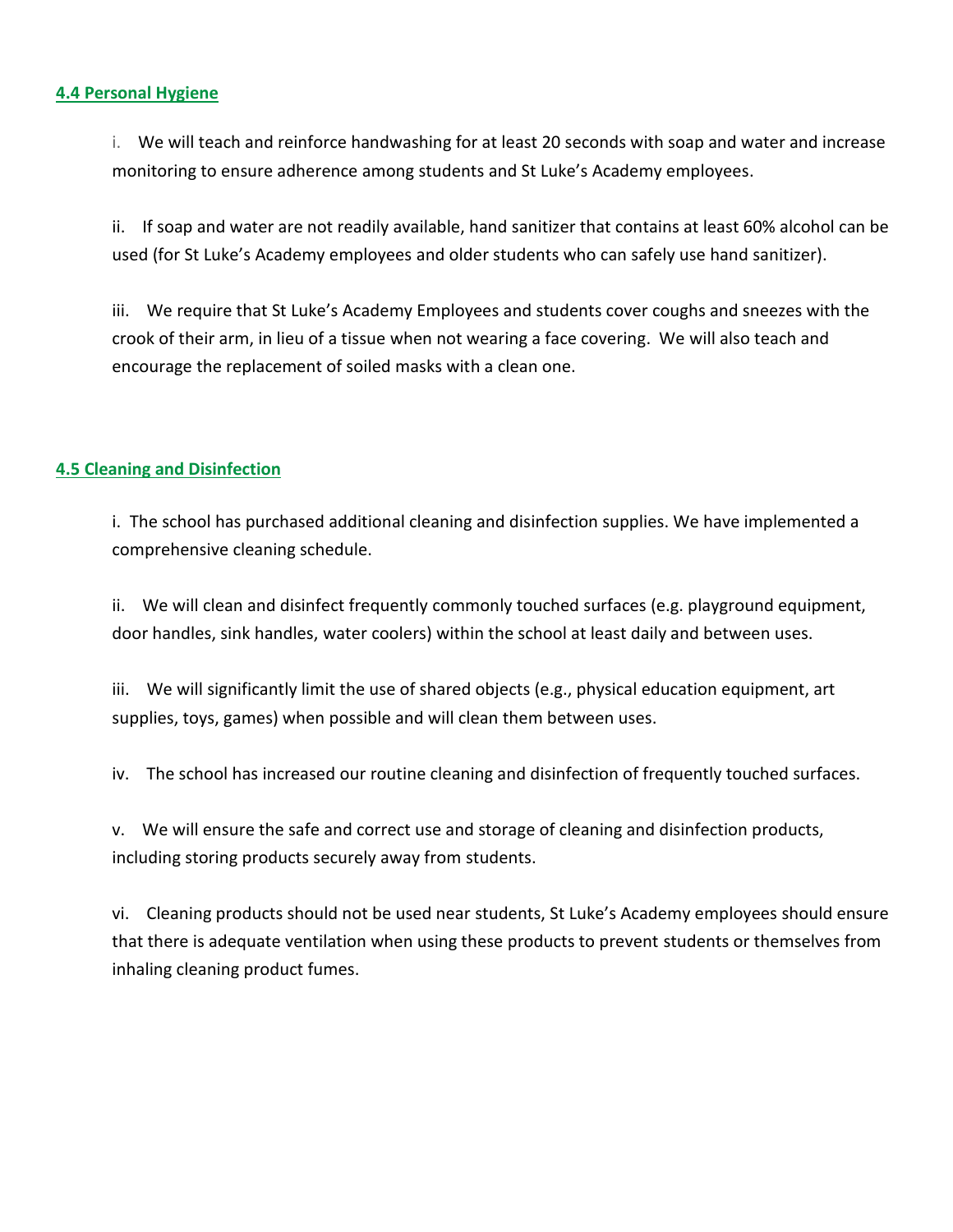## 4.4 Personal Hygiene

i. We will teach and reinforce handwashing for at least 20 seconds with soap and water and increase monitoring to ensure adherence among students and St Luke's Academy employees.

ii. If soap and water are not readily available, hand sanitizer that contains at least 60% alcohol can be used (for St Luke's Academy employees and older students who can safely use hand sanitizer).

iii. We require that St Luke's Academy Employees and students cover coughs and sneezes with the crook of their arm, in lieu of a tissue when not wearing a face covering. We will also teach and encourage the replacement of soiled masks with a clean one.

## 4.5 Cleaning and Disinfection

i. The school has purchased additional cleaning and disinfection supplies. We have implemented a comprehensive cleaning schedule.

ii. We will clean and disinfect frequently commonly touched surfaces (e.g. playground equipment, door handles, sink handles, water coolers) within the school at least daily and between uses.

iii. We will significantly limit the use of shared objects (e.g., physical education equipment, art supplies, toys, games) when possible and will clean them between uses.

iv. The school has increased our routine cleaning and disinfection of frequently touched surfaces.

v. We will ensure the safe and correct use and storage of cleaning and disinfection products, including storing products securely away from students.

vi. Cleaning products should not be used near students, St Luke's Academy employees should ensure that there is adequate ventilation when using these products to prevent students or themselves from inhaling cleaning product fumes.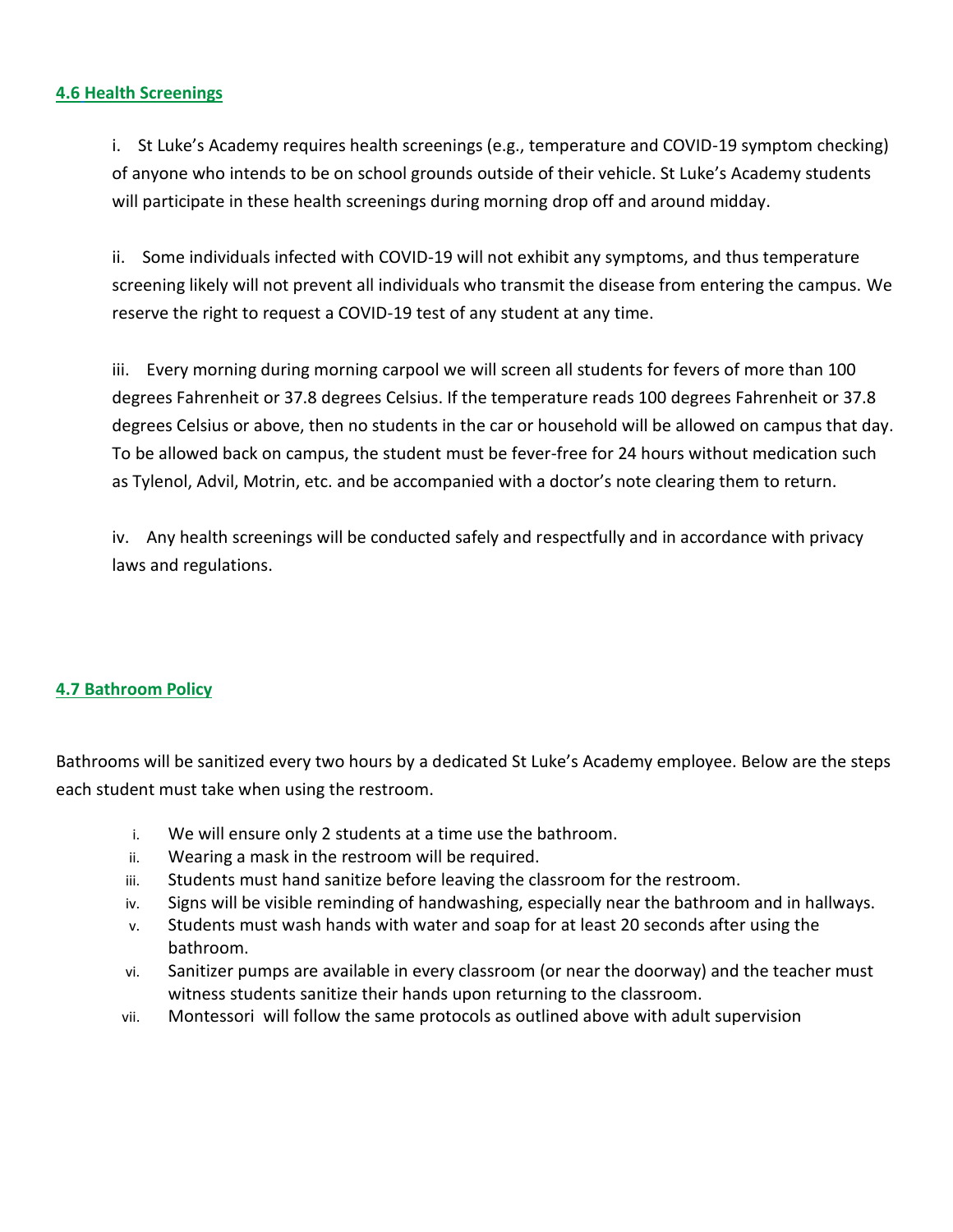## 4.6 Health Screenings

i. St Luke's Academy requires health screenings (e.g., temperature and COVID-19 symptom checking) of anyone who intends to be on school grounds outside of their vehicle. St Luke's Academy students will participate in these health screenings during morning drop off and around midday.

ii. Some individuals infected with COVID-19 will not exhibit any symptoms, and thus temperature screening likely will not prevent all individuals who transmit the disease from entering the campus. We reserve the right to request a COVID-19 test of any student at any time.

iii. Every morning during morning carpool we will screen all students for fevers of more than 100 degrees Fahrenheit or 37.8 degrees Celsius. If the temperature reads 100 degrees Fahrenheit or 37.8 degrees Celsius or above, then no students in the car or household will be allowed on campus that day. To be allowed back on campus, the student must be fever-free for 24 hours without medication such as Tylenol, Advil, Motrin, etc. and be accompanied with a doctor's note clearing them to return.

iv. Any health screenings will be conducted safely and respectfully and in accordance with privacy laws and regulations.

## 4.7 Bathroom Policy

Bathrooms will be sanitized every two hours by a dedicated St Luke's Academy employee. Below are the steps each student must take when using the restroom.

i. We will ensure only 2 students at a time use the bathroom.
ii. Wearing a mask in the restroom will be required.
iii. Students must hand sanitize before leaving the classroom for the restroom.
iv. Signs will be visible reminding of handwashing, especially near the bathroom and in hallways.
v. Students must wash hands with water and soap for at least 20 seconds after using the bathroom.
vi. Sanitizer pumps are available in every classroom (or near the doorway) and the teacher must witness students sanitize their hands upon returning to the classroom.
vii. Montessori will follow the same protocols as outlined above with adult supervision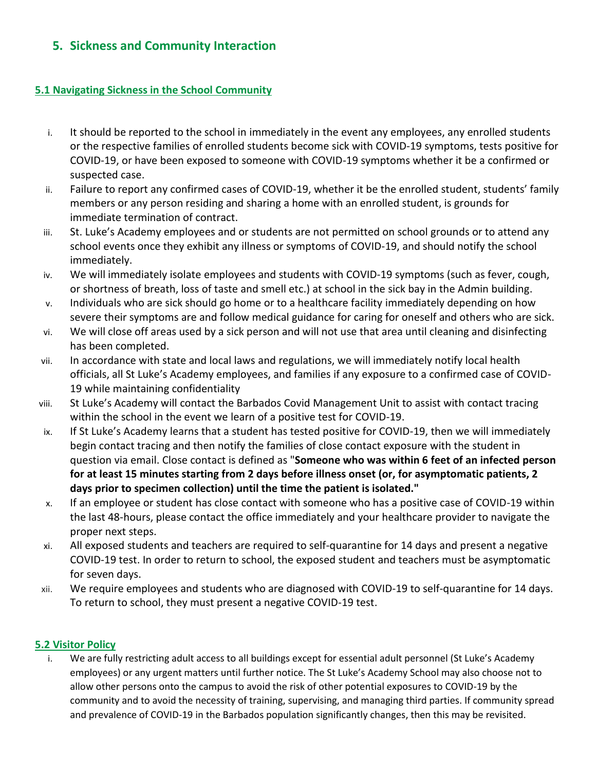## 5. Sickness and Community Interaction

### 5.1 Navigating Sickness in the School Community

i. It should be reported to the school in immediately in the event any employees, any enrolled students or the respective families of enrolled students become sick with COVID-19 symptoms, tests positive for COVID-19, or have been exposed to someone with COVID-19 symptoms whether it be a confirmed or suspected case.

ii. Failure to report any confirmed cases of COVID-19, whether it be the enrolled student, students' family members or any person residing and sharing a home with an enrolled student, is grounds for immediate termination of contract.

iii. St. Luke's Academy employees and or students are not permitted on school grounds or to attend any school events once they exhibit any illness or symptoms of COVID-19, and should notify the school immediately.

iv. We will immediately isolate employees and students with COVID-19 symptoms (such as fever, cough, or shortness of breath, loss of taste and smell etc.) at school in the sick bay in the Admin building.

v. Individuals who are sick should go home or to a healthcare facility immediately depending on how severe their symptoms are and follow medical guidance for caring for oneself and others who are sick.

vi. We will close off areas used by a sick person and will not use that area until cleaning and disinfecting has been completed.

vii. In accordance with state and local laws and regulations, we will immediately notify local health officials, all St Luke's Academy employees, and families if any exposure to a confirmed case of COVID-19 while maintaining confidentiality

viii. St Luke's Academy will contact the Barbados Covid Management Unit to assist with contact tracing within the school in the event we learn of a positive test for COVID-19.

ix. If St Luke's Academy learns that a student has tested positive for COVID-19, then we will immediately begin contact tracing and then notify the families of close contact exposure with the student in question via email. Close contact is defined as "**Someone who was within 6 feet of an infected person for at least 15 minutes starting from 2 days before illness onset (or, for asymptomatic patients, 2 days prior to specimen collection) until the time the patient is isolated.**"

x. If an employee or student has close contact with someone who has a positive case of COVID-19 within the last 48-hours, please contact the office immediately and your healthcare provider to navigate the proper next steps.

xi. All exposed students and teachers are required to self-quarantine for 14 days and present a negative COVID-19 test. In order to return to school, the exposed student and teachers must be asymptomatic for seven days.

xii. We require employees and students who are diagnosed with COVID-19 to self-quarantine for 14 days. To return to school, they must present a negative COVID-19 test.

### 5.2 Visitor Policy

i. We are fully restricting adult access to all buildings except for essential adult personnel (St Luke's Academy employees) or any urgent matters until further notice. The St Luke's Academy School may also choose not to allow other persons onto the campus to avoid the risk of other potential exposures to COVID-19 by the community and to avoid the necessity of training, supervising, and managing third parties. If community spread and prevalence of COVID-19 in the Barbados population significantly changes, then this may be revisited.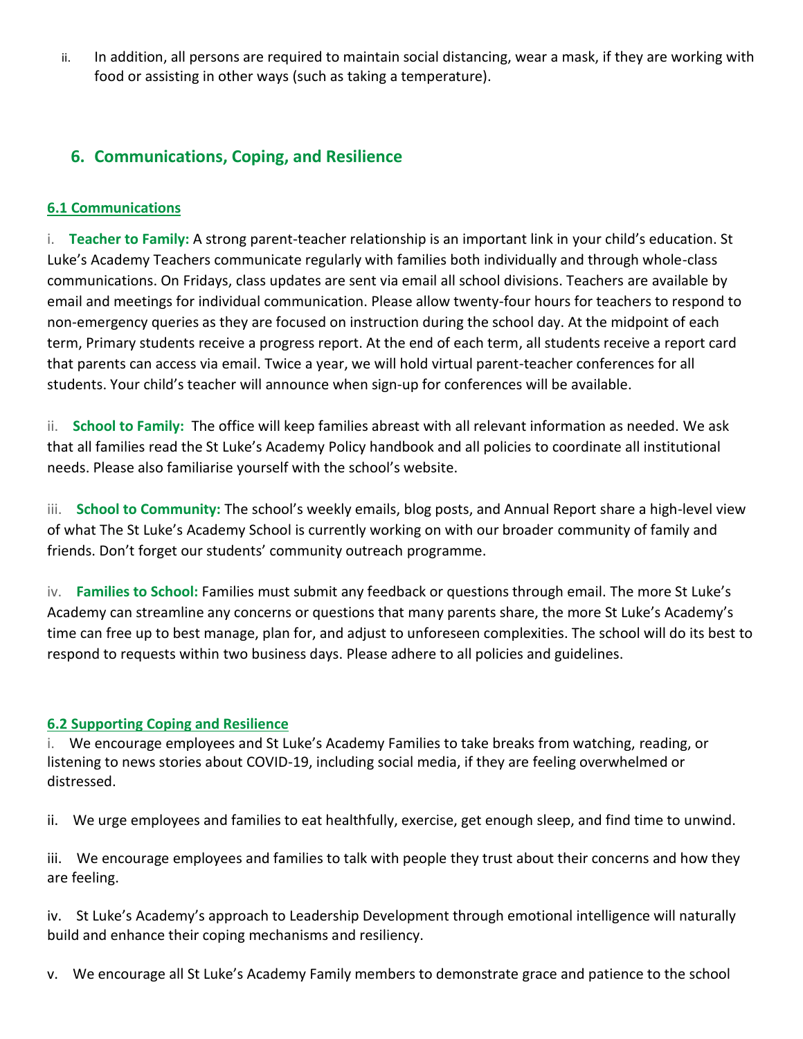ii. In addition, all persons are required to maintain social distancing, wear a mask, if they are working with food or assisting in other ways (such as taking a temperature).

## 6. Communications, Coping, and Resilience

### 6.1 Communications

i. **Teacher to Family:** A strong parent-teacher relationship is an important link in your child's education. St Luke's Academy Teachers communicate regularly with families both individually and through whole-class communications. On Fridays, class updates are sent via email all school divisions. Teachers are available by email and meetings for individual communication. Please allow twenty-four hours for teachers to respond to non-emergency queries as they are focused on instruction during the school day. At the midpoint of each term, Primary students receive a progress report. At the end of each term, all students receive a report card that parents can access via email. Twice a year, we will hold virtual parent-teacher conferences for all students. Your child's teacher will announce when sign-up for conferences will be available.

ii. **School to Family:** The office will keep families abreast with all relevant information as needed. We ask that all families read the St Luke's Academy Policy handbook and all policies to coordinate all institutional needs. Please also familiarise yourself with the school's website.

iii. **School to Community:** The school's weekly emails, blog posts, and Annual Report share a high-level view of what The St Luke's Academy School is currently working on with our broader community of family and friends. Don't forget our students' community outreach programme.

iv. **Families to School:** Families must submit any feedback or questions through email. The more St Luke's Academy can streamline any concerns or questions that many parents share, the more St Luke's Academy's time can free up to best manage, plan for, and adjust to unforeseen complexities. The school will do its best to respond to requests within two business days. Please adhere to all policies and guidelines.

### 6.2 Supporting Coping and Resilience

i. We encourage employees and St Luke's Academy Families to take breaks from watching, reading, or listening to news stories about COVID-19, including social media, if they are feeling overwhelmed or distressed.

ii. We urge employees and families to eat healthfully, exercise, get enough sleep, and find time to unwind.

iii. We encourage employees and families to talk with people they trust about their concerns and how they are feeling.

iv. St Luke's Academy's approach to Leadership Development through emotional intelligence will naturally build and enhance their coping mechanisms and resiliency.

v. We encourage all St Luke's Academy Family members to demonstrate grace and patience to the school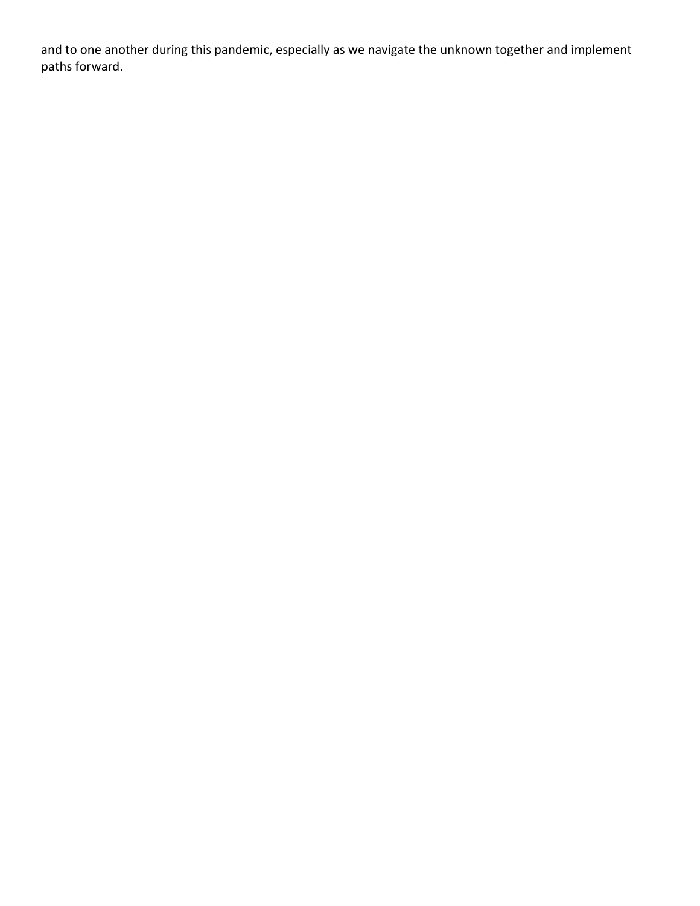and to one another during this pandemic, especially as we navigate the unknown together and implement paths forward.